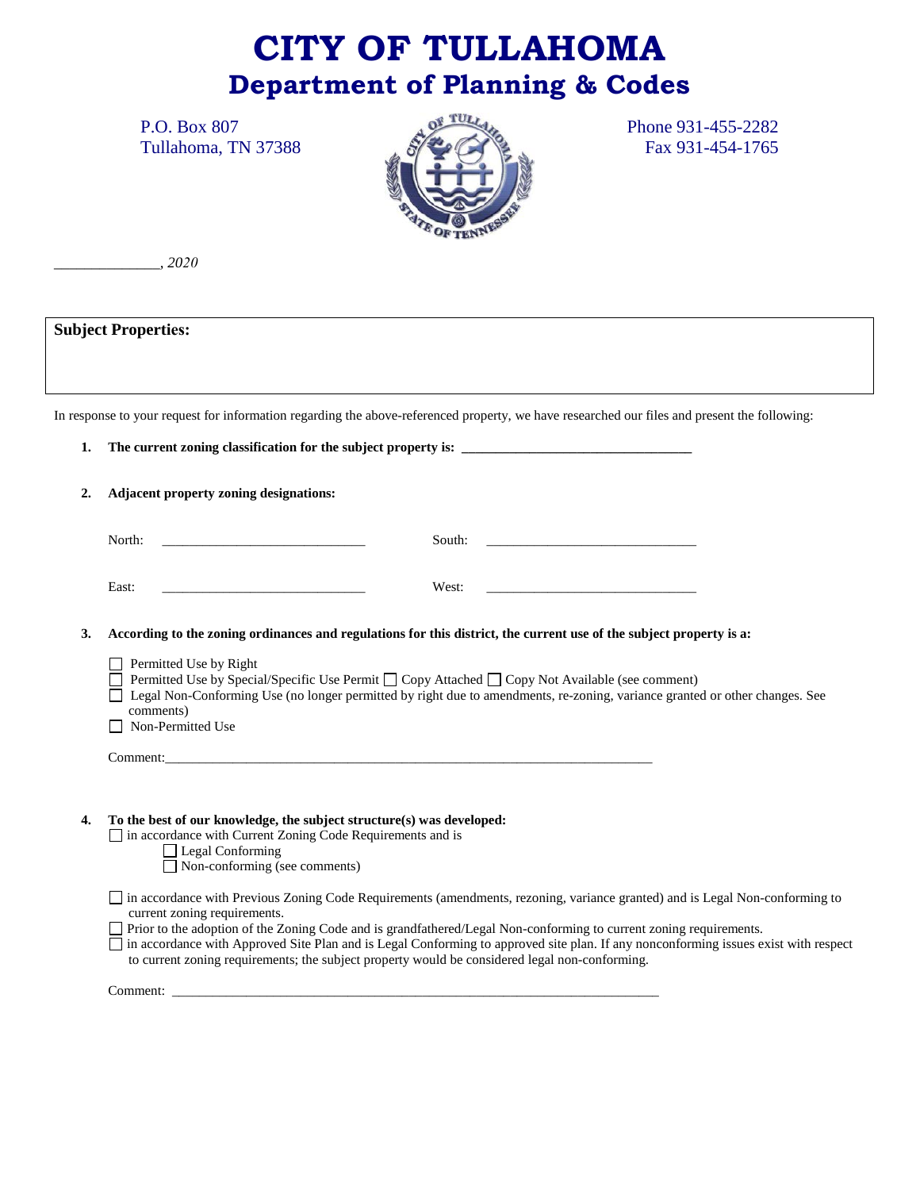# CITY OF TULLAHOMA

## Department of Planning & Codes

P.O. Box 807
Tullahoma, TN 37388

Phone 931-455-2282
Fax 931-454-1765

______________, *2020*

**Subject Properties:**

In response to your request for information regarding the above-referenced property, we have researched our files and present the following:

1. **The current zoning classification for the subject property is: ________________________________**

2. **Adjacent property zoning designations:**

   North: ______________________________ South: ______________________________

   East: ______________________________ West: ______________________________

3. **According to the zoning ordinances and regulations for this district, the current use of the subject property is a:**

   ☐ Permitted Use by Right
   ☐ Permitted Use by Special/Specific Use Permit ☐ Copy Attached ☐ Copy Not Available (see comment)
   ☐ Legal Non-Conforming Use (no longer permitted by right due to amendments, re-zoning, variance granted or other changes. See comments)
   ☐ Non-Permitted Use

   Comment:________________________________________________________________________

4. **To the best of our knowledge, the subject structure(s) was developed:**
   ☐ in accordance with Current Zoning Code Requirements and is
   ☐ Legal Conforming
   ☐ Non-conforming (see comments)

   ☐ in accordance with Previous Zoning Code Requirements (amendments, rezoning, variance granted) and is Legal Non-conforming to current zoning requirements.
   ☐ Prior to the adoption of the Zoning Code and is grandfathered/Legal Non-conforming to current zoning requirements.
   ☐ in accordance with Approved Site Plan and is Legal Conforming to approved site plan. If any nonconforming issues exist with respect to current zoning requirements; the subject property would be considered legal non-conforming.

   Comment: ________________________________________________________________________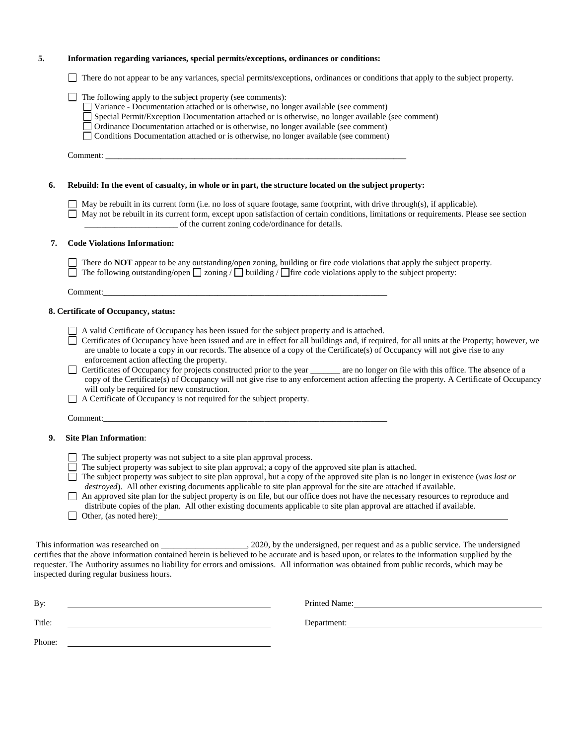**5. Information regarding variances, special permits/exceptions, ordinances or conditions:**

☐ There do not appear to be any variances, special permits/exceptions, ordinances or conditions that apply to the subject property.

☐ The following apply to the subject property (see comments):

- ☐ Variance - Documentation attached or is otherwise, no longer available (see comment)
- ☐ Special Permit/Exception Documentation attached or is otherwise, no longer available (see comment)
- ☐ Ordinance Documentation attached or is otherwise, no longer available (see comment)
- ☐ Conditions Documentation attached or is otherwise, no longer available (see comment)

Comment: ___________________________________________________________________________

**6. Rebuild: In the event of casualty, in whole or in part, the structure located on the subject property:**

☐ May be rebuilt in its current form (i.e. no loss of square footage, same footprint, with drive through(s), if applicable).

☐ May not be rebuilt in its current form, except upon satisfaction of certain conditions, limitations or requirements. Please see section _____________________ of the current zoning code/ordinance for details.

**7. Code Violations Information:**

☐ There do **NOT** appear to be any outstanding/open zoning, building or fire code violations that apply the subject property.

☐ The following outstanding/open ☐ zoning / ☐ building / ☐ fire code violations apply to the subject property:

Comment: ___________________________________________________________________________

**8. Certificate of Occupancy, status:**

☐ A valid Certificate of Occupancy has been issued for the subject property and is attached.

☐ Certificates of Occupancy have been issued and are in effect for all buildings and, if required, for all units at the Property; however, we are unable to locate a copy in our records. The absence of a copy of the Certificate(s) of Occupancy will not give rise to any enforcement action affecting the property.

☐ Certificates of Occupancy for projects constructed prior to the year _______ are no longer on file with this office. The absence of a copy of the Certificate(s) of Occupancy will not give rise to any enforcement action affecting the property. A Certificate of Occupancy will only be required for new construction.

☐ A Certificate of Occupancy is not required for the subject property.

Comment: ___________________________________________________________________________

**9. Site Plan Information**:

☐ The subject property was not subject to a site plan approval process.

☐ The subject property was subject to site plan approval; a copy of the approved site plan is attached.

☐ The subject property was subject to site plan approval, but a copy of the approved site plan is no longer in existence (*was lost or destroyed*). All other existing documents applicable to site plan approval for the site are attached if available.

☐ An approved site plan for the subject property is on file, but our office does not have the necessary resources to reproduce and distribute copies of the plan. All other existing documents applicable to site plan approval are attached if available.

☐ Other, (as noted here): ___________________________________________________________________________

This information was researched on ____________________, 2020, by the undersigned, per request and as a public service. The undersigned certifies that the above information contained herein is believed to be accurate and is based upon, or relates to the information supplied by the requester. The Authority assumes no liability for errors and omissions. All information was obtained from public records, which may be inspected during regular business hours.

By: ______________________________ Printed Name: ______________________________

Title: ______________________________ Department: ______________________________

Phone: ______________________________